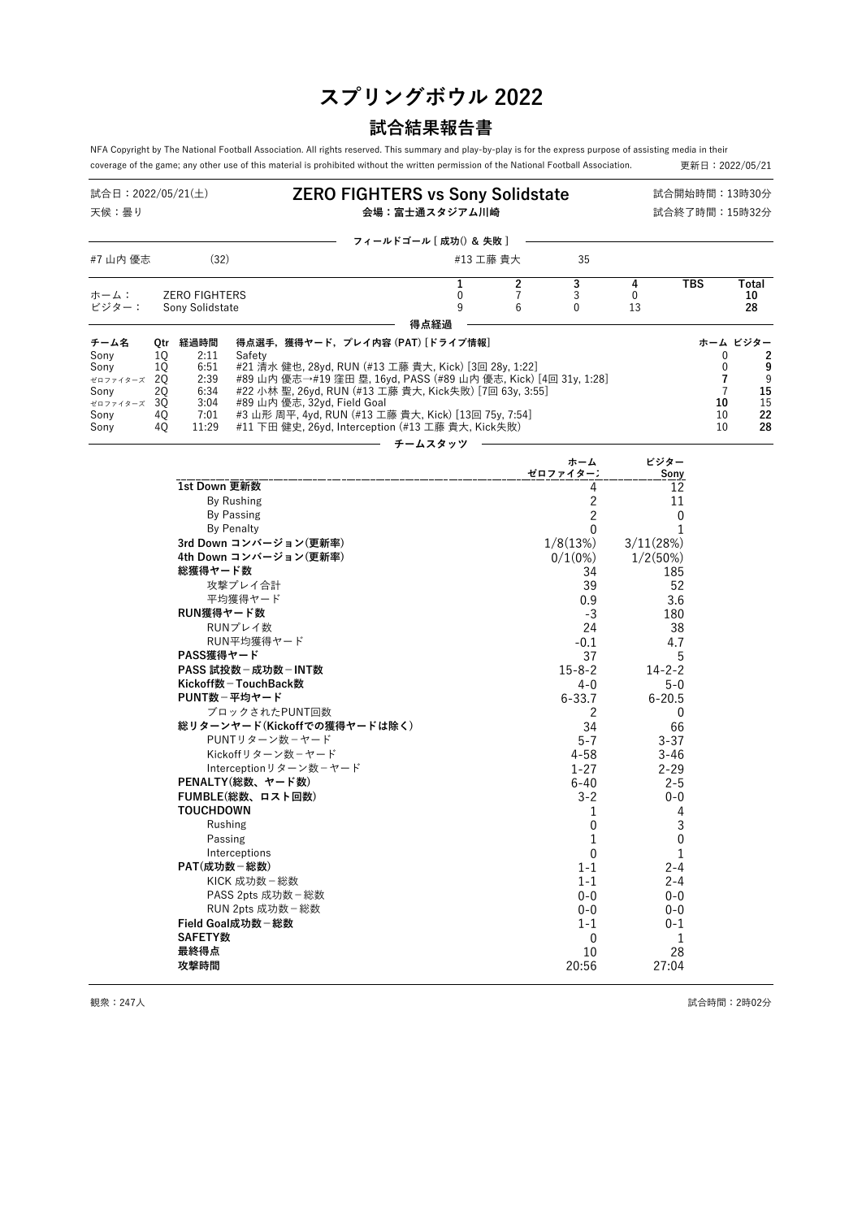# スプリングボウル 2022

## 試合結果報告書

NFA Copyright by The National Football Association. All rights reserved. This summary and play-by-play is for the express purpose of assisting media in their coverage of the game; any other use of this material is prohibited without the written permission of the National Football Association.

更新日：2022/05/21

試合日：2022/05/21(土)
天候：曇り

### ZERO FIGHTERS vs Sony Solidstate

会場：富士通スタジアム川崎

試合開始時間：13時30分
試合終了時間：15時32分

**フィールドゴール [ 成功() & 失敗 ]**

| | | | |
|---|---|---|---|
| #7 山内 優志 | (32) | #13 工藤 貴大 | 35 |

| | | 1 | 2 | 3 | 4 | TBS | Total |
|---|---|---|---|---|---|---|---|
| ホーム： | ZERO FIGHTERS | 0 | 7 | 3 | 0 | | 10 |
| ビジター： | Sony Solidstate | 9 | 6 | 0 | 13 | | 28 |

**得点経過**

| チーム名 | Qtr | 経過時間 | 得点選手, 獲得ヤード, プレイ内容 (PAT) [ドライブ情報] | ホーム | ビジター |
|---|---|---|---|---|---|
| Sony | 1Q | 2:11 | Safety | 0 | 2 |
| Sony | 1Q | 6:51 | #21 清水 健也, 28yd, RUN (#13 工藤 貴大, Kick) [3回 28y, 1:22] | 0 | 9 |
| ゼロファイターズ | 2Q | 2:39 | #89 山内 優志→#19 窪田 塁, 16yd, PASS (#89 山内 優志, Kick) [4回 31y, 1:28] | 7 | 9 |
| Sony | 2Q | 6:34 | #22 小林 聖, 26yd, RUN (#13 工藤 貴大, Kick失敗) [7回 63y, 3:55] | 7 | 15 |
| ゼロファイターズ | 3Q | 3:04 | #89 山内 優志, 32yd, Field Goal | 10 | 15 |
| Sony | 4Q | 7:01 | #3 山形 周平, 4yd, RUN (#13 工藤 貴大, Kick) [13回 75y, 7:54] | 10 | 22 |
| Sony | 4Q | 11:29 | #11 下田 健史, 26yd, Interception (#13 工藤 貴大, Kick失敗) | 10 | 28 |

**チームスタッツ**

| | ホーム ゼロファイターズ | ビジター Sony |
|---|---|---|
| **1st Down 更新数** | 4 | 12 |
| By Rushing | 2 | 11 |
| By Passing | 2 | 0 |
| By Penalty | 0 | 1 |
| **3rd Down コンバージョン(更新率)** | 1/8(13%) | 3/11(28%) |
| **4th Down コンバージョン(更新率)** | 0/1(0%) | 1/2(50%) |
| **総獲得ヤード数** | 34 | 185 |
| 攻撃プレイ合計 | 39 | 52 |
| 平均獲得ヤード | 0.9 | 3.6 |
| **RUN獲得ヤード数** | -3 | 180 |
| RUNプレイ数 | 24 | 38 |
| RUN平均獲得ヤード | -0.1 | 4.7 |
| **PASS獲得ヤード** | 37 | 5 |
| **PASS 試投数－成功数－INT数** | 15-8-2 | 14-2-2 |
| **Kickoff数－TouchBack数** | 4-0 | 5-0 |
| **PUNT数－平均ヤード** | 6-33.7 | 6-20.5 |
| ブロックされたPUNT回数 | 2 | 0 |
| **総リターンヤード(Kickoffでの獲得ヤードは除く)** | 34 | 66 |
| PUNTリターン数－ヤード | 5-7 | 3-37 |
| Kickoffリターン数－ヤード | 4-58 | 3-46 |
| Interceptionリターン数－ヤード | 1-27 | 2-29 |
| **PENALTY(総数、ヤード数)** | 6-40 | 2-5 |
| **FUMBLE(総数、ロスト回数)** | 3-2 | 0-0 |
| **TOUCHDOWN** | 1 | 4 |
| Rushing | 0 | 3 |
| Passing | 1 | 0 |
| Interceptions | 0 | 1 |
| **PAT(成功数－総数)** | 1-1 | 2-4 |
| KICK 成功数－総数 | 1-1 | 2-4 |
| PASS 2pts 成功数－総数 | 0-0 | 0-0 |
| RUN 2pts 成功数－総数 | 0-0 | 0-0 |
| **Field Goal成功数－総数** | 1-1 | 0-1 |
| **SAFETY数** | 0 | 1 |
| **最終得点** | 10 | 28 |
| **攻撃時間** | 20:56 | 27:04 |

観衆：247人

試合時間：2時02分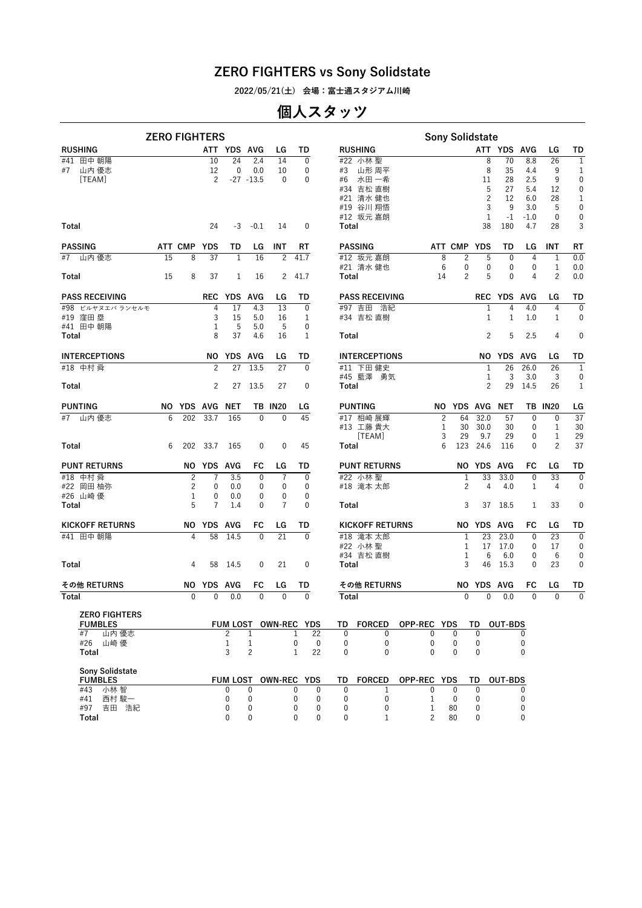# ZERO FIGHTERS vs Sony Solidstate

2022/05/21(土) 会場：富士通スタジアム川崎

## 個人スタッツ

### ZERO FIGHTERS

| RUSHING | ATT | YDS | AVG | LG | TD |
|---|---|---|---|---|---|
| #41 田中 朝陽 | 10 | 24 | 2.4 | 14 | 0 |
| #7 山内 優志 | 12 | 0 | 0.0 | 10 | 0 |
| [TEAM] | 2 | -27 | -13.5 | 0 | 0 |
| Total | 24 | -3 | -0.1 | 14 | 0 |

| PASSING | ATT | CMP | YDS | TD | LG | INT | RT |
|---|---|---|---|---|---|---|---|
| #7 山内 優志 | 15 | 8 | 37 | 1 | 16 | 2 | 41.7 |
| Total | 15 | 8 | 37 | 1 | 16 | 2 | 41.7 |

| PASS RECEIVING | REC | YDS | AVG | LG | TD |
|---|---|---|---|---|---|
| #98 ビルヤヌエバ ランセルモ | 4 | 17 | 4.3 | 13 | 0 |
| #19 窪田 塁 | 3 | 15 | 5.0 | 16 | 1 |
| #41 田中 朝陽 | 1 | 5 | 5.0 | 5 | 0 |
| Total | 8 | 37 | 4.6 | 16 | 1 |

| INTERCEPTIONS | NO | YDS | AVG | LG | TD |
|---|---|---|---|---|---|
| #18 中村 舜 | 2 | 27 | 13.5 | 27 | 0 |
| Total | 2 | 27 | 13.5 | 27 | 0 |

| PUNTING | NO | YDS | AVG | NET | TB | IN20 | LG |
|---|---|---|---|---|---|---|---|
| #7 山内 優志 | 6 | 202 | 33.7 | 165 | 0 | 0 | 45 |
| Total | 6 | 202 | 33.7 | 165 | 0 | 0 | 45 |

| PUNT RETURNS | NO | YDS | AVG | FC | LG | TD |
|---|---|---|---|---|---|---|
| #18 中村 舜 | 2 | 7 | 3.5 | 0 | 7 | 0 |
| #22 岡田 柚弥 | 2 | 0 | 0.0 | 0 | 0 | 0 |
| #26 山崎 優 | 1 | 0 | 0.0 | 0 | 0 | 0 |
| Total | 5 | 7 | 1.4 | 0 | 7 | 0 |

| KICKOFF RETURNS | NO | YDS | AVG | FC | LG | TD |
|---|---|---|---|---|---|---|
| #41 田中 朝陽 | 4 | 58 | 14.5 | 0 | 21 | 0 |
| Total | 4 | 58 | 14.5 | 0 | 21 | 0 |

| その他 RETURNS | NO | YDS | AVG | FC | LG | TD |
|---|---|---|---|---|---|---|
| Total | 0 | 0 | 0.0 | 0 | 0 | 0 |

### Sony Solidstate

| RUSHING | ATT | YDS | AVG | LG | TD |
|---|---|---|---|---|---|
| #22 小林 聖 | 8 | 70 | 8.8 | 26 | 1 |
| #3 山形 周平 | 8 | 35 | 4.4 | 9 | 1 |
| #6 水田 一希 | 11 | 28 | 2.5 | 9 | 0 |
| #34 吉松 直樹 | 5 | 27 | 5.4 | 12 | 0 |
| #21 清水 健也 | 2 | 12 | 6.0 | 28 | 1 |
| #19 谷川 翔悟 | 3 | 9 | 3.0 | 5 | 0 |
| #12 坂元 嘉朗 | 1 | -1 | -1.0 | 0 | 0 |
| Total | 38 | 180 | 4.7 | 28 | 3 |

| PASSING | ATT | CMP | YDS | TD | LG | INT | RT |
|---|---|---|---|---|---|---|---|
| #12 坂元 嘉朗 | 8 | 2 | 5 | 0 | 4 | 1 | 0.0 |
| #21 清水 健也 | 6 | 0 | 0 | 0 | 0 | 1 | 0.0 |
| Total | 14 | 2 | 5 | 0 | 4 | 2 | 0.0 |

| PASS RECEIVING | REC | YDS | AVG | LG | TD |
|---|---|---|---|---|---|
| #97 吉田 浩紀 | 1 | 4 | 4.0 | 4 | 0 |
| #34 吉松 直樹 | 1 | 1 | 1.0 | 1 | 0 |
| Total | 2 | 5 | 2.5 | 4 | 0 |

| INTERCEPTIONS | NO | YDS | AVG | LG | TD |
|---|---|---|---|---|---|
| #11 下田 健史 | 1 | 26 | 26.0 | 26 | 1 |
| #45 藍澤 勇気 | 1 | 3 | 3.0 | 3 | 0 |
| Total | 2 | 29 | 14.5 | 26 | 1 |

| PUNTING | NO | YDS | AVG | NET | TB | IN20 | LG |
|---|---|---|---|---|---|---|---|
| #17 相崎 展輝 | 2 | 64 | 32.0 | 57 | 0 | 0 | 37 |
| #13 工藤 貴大 | 1 | 30 | 30.0 | 30 | 0 | 1 | 30 |
| [TEAM] | 3 | 29 | 9.7 | 29 | 0 | 1 | 29 |
| Total | 6 | 123 | 24.6 | 116 | 0 | 2 | 37 |

| PUNT RETURNS | NO | YDS | AVG | FC | LG | TD |
|---|---|---|---|---|---|---|
| #22 小林 聖 | 1 | 33 | 33.0 | 0 | 33 | 0 |
| #18 滝本 太郎 | 2 | 4 | 4.0 | 1 | 4 | 0 |
| Total | 3 | 37 | 18.5 | 1 | 33 | 0 |

| KICKOFF RETURNS | NO | YDS | AVG | FC | LG | TD |
|---|---|---|---|---|---|---|
| #18 滝本 太郎 | 1 | 23 | 23.0 | 0 | 23 | 0 |
| #22 小林 聖 | 1 | 17 | 17.0 | 0 | 17 | 0 |
| #34 吉松 直樹 | 1 | 6 | 6.0 | 0 | 6 | 0 |
| Total | 3 | 46 | 15.3 | 0 | 23 | 0 |

| その他 RETURNS | NO | YDS | AVG | FC | LG | TD |
|---|---|---|---|---|---|---|
| Total | 0 | 0 | 0.0 | 0 | 0 | 0 |

### ZERO FIGHTERS FUMBLES

| FUMBLES | FUM | LOST | OWN-REC | YDS | TD | FORCED | OPP-REC | YDS | TD | OUT-BDS |
|---|---|---|---|---|---|---|---|---|---|---|
| #7 山内 優志 | 2 | 1 | 1 | 22 | 0 | 0 | 0 | 0 | 0 | 0 |
| #26 山崎 優 | 1 | 1 | 0 | 0 | 0 | 0 | 0 | 0 | 0 | 0 |
| Total | 3 | 2 | 1 | 22 | 0 | 0 | 0 | 0 | 0 | 0 |

### Sony Solidstate FUMBLES

| FUMBLES | FUM | LOST | OWN-REC | YDS | TD | FORCED | OPP-REC | YDS | TD | OUT-BDS |
|---|---|---|---|---|---|---|---|---|---|---|
| #43 小林 智 | 0 | 0 | 0 | 0 | 0 | 1 | 0 | 0 | 0 | 0 |
| #41 西村 駿一 | 0 | 0 | 0 | 0 | 0 | 0 | 1 | 0 | 0 | 0 |
| #97 吉田 浩紀 | 0 | 0 | 0 | 0 | 0 | 0 | 1 | 80 | 0 | 0 |
| Total | 0 | 0 | 0 | 0 | 0 | 1 | 2 | 80 | 0 | 0 |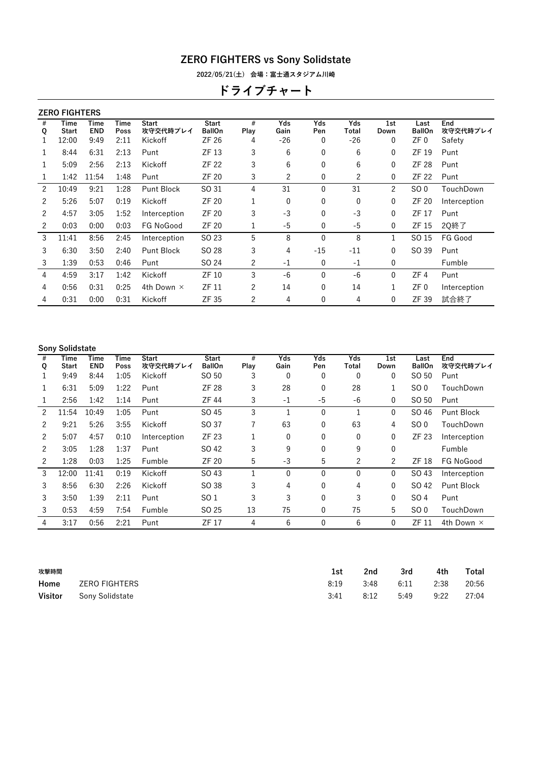## ZERO FIGHTERS vs Sony Solidstate

2022/05/21(土) 会場：富士通スタジアム川崎

# ドライブチャート

### ZERO FIGHTERS

| # Q | Time Start | Time END | Time Poss | Start 攻守交代時プレイ | Start BallOn | # Play | Yds Gain | Yds Pen | Yds Total | 1st Down | Last BallOn | End 攻守交代時プレイ |
|---|---|---|---|---|---|---|---|---|---|---|---|---|
| 1 | 12:00 | 9:49 | 2:11 | Kickoff | ZF 26 | 4 | -26 | 0 | -26 | 0 | ZF 0 | Safety |
| 1 | 8:44 | 6:31 | 2:13 | Punt | ZF 13 | 3 | 6 | 0 | 6 | 0 | ZF 19 | Punt |
| 1 | 5:09 | 2:56 | 2:13 | Kickoff | ZF 22 | 3 | 6 | 0 | 6 | 0 | ZF 28 | Punt |
| 1 | 1:42 | 11:54 | 1:48 | Punt | ZF 20 | 3 | 2 | 0 | 2 | 0 | ZF 22 | Punt |
| 2 | 10:49 | 9:21 | 1:28 | Punt Block | SO 31 | 4 | 31 | 0 | 31 | 2 | SO 0 | TouchDown |
| 2 | 5:26 | 5:07 | 0:19 | Kickoff | ZF 20 | 1 | 0 | 0 | 0 | 0 | ZF 20 | Interception |
| 2 | 4:57 | 3:05 | 1:52 | Interception | ZF 20 | 3 | -3 | 0 | -3 | 0 | ZF 17 | Punt |
| 2 | 0:03 | 0:00 | 0:03 | FG NoGood | ZF 20 | 1 | -5 | 0 | -5 | 0 | ZF 15 | 2Q終了 |
| 3 | 11:41 | 8:56 | 2:45 | Interception | SO 23 | 5 | 8 | 0 | 8 | 1 | SO 15 | FG Good |
| 3 | 6:30 | 3:50 | 2:40 | Punt Block | SO 28 | 3 | 4 | -15 | -11 | 0 | SO 39 | Punt |
| 3 | 1:39 | 0:53 | 0:46 | Punt | SO 24 | 2 | -1 | 0 | -1 | 0 | | Fumble |
| 4 | 4:59 | 3:17 | 1:42 | Kickoff | ZF 10 | 3 | -6 | 0 | -6 | 0 | ZF 4 | Punt |
| 4 | 0:56 | 0:31 | 0:25 | 4th Down × | ZF 11 | 2 | 14 | 0 | 14 | 1 | ZF 0 | Interception |
| 4 | 0:31 | 0:00 | 0:31 | Kickoff | ZF 35 | 2 | 4 | 0 | 4 | 0 | ZF 39 | 試合終了 |

### Sony Solidstate

| # Q | Time Start | Time END | Time Poss | Start 攻守交代時プレイ | Start BallOn | # Play | Yds Gain | Yds Pen | Yds Total | 1st Down | Last BallOn | End 攻守交代時プレイ |
|---|---|---|---|---|---|---|---|---|---|---|---|---|
| 1 | 9:49 | 8:44 | 1:05 | Kickoff | SO 50 | 3 | 0 | 0 | 0 | 0 | SO 50 | Punt |
| 1 | 6:31 | 5:09 | 1:22 | Punt | ZF 28 | 3 | 28 | 0 | 28 | 1 | SO 0 | TouchDown |
| 1 | 2:56 | 1:42 | 1:14 | Punt | ZF 44 | 3 | -1 | -5 | -6 | 0 | SO 50 | Punt |
| 2 | 11:54 | 10:49 | 1:05 | Punt | SO 45 | 3 | 1 | 0 | 1 | 0 | SO 46 | Punt Block |
| 2 | 9:21 | 5:26 | 3:55 | Kickoff | SO 37 | 7 | 63 | 0 | 63 | 4 | SO 0 | TouchDown |
| 2 | 5:07 | 4:57 | 0:10 | Interception | ZF 23 | 1 | 0 | 0 | 0 | 0 | ZF 23 | Interception |
| 2 | 3:05 | 1:28 | 1:37 | Punt | SO 42 | 3 | 9 | 0 | 9 | 0 | | Fumble |
| 2 | 1:28 | 0:03 | 1:25 | Fumble | ZF 20 | 5 | -3 | 5 | 2 | 2 | ZF 18 | FG NoGood |
| 3 | 12:00 | 11:41 | 0:19 | Kickoff | SO 43 | 1 | 0 | 0 | 0 | 0 | SO 43 | Interception |
| 3 | 8:56 | 6:30 | 2:26 | Kickoff | SO 38 | 3 | 4 | 0 | 4 | 0 | SO 42 | Punt Block |
| 3 | 3:50 | 1:39 | 2:11 | Punt | SO 1 | 3 | 3 | 0 | 3 | 0 | SO 4 | Punt |
| 3 | 0:53 | 4:59 | 7:54 | Fumble | SO 25 | 13 | 75 | 0 | 75 | 5 | SO 0 | TouchDown |
| 4 | 3:17 | 0:56 | 2:21 | Punt | ZF 17 | 4 | 6 | 0 | 6 | 0 | ZF 11 | 4th Down × |

| 攻撃時間 | | 1st | 2nd | 3rd | 4th | Total |
|---|---|---|---|---|---|---|
| **Home** | ZERO FIGHTERS | 8:19 | 3:48 | 6:11 | 2:38 | 20:56 |
| **Visitor** | Sony Solidstate | 3:41 | 8:12 | 5:49 | 9:22 | 27:04 |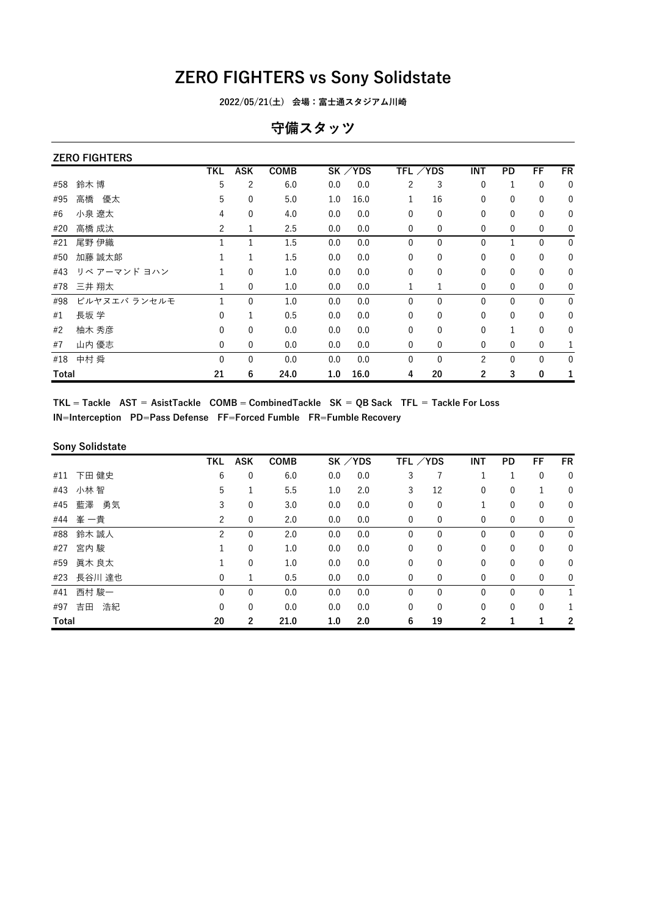# ZERO FIGHTERS vs Sony Solidstate

2022/05/21(土) 会場：富士通スタジアム川崎

## 守備スタッツ

### ZERO FIGHTERS

| | | TKL | ASK | COMB | SK | ／YDS | TFL | ／YDS | INT | PD | FF | FR |
|---|---|---|---|---|---|---|---|---|---|---|---|---|
| #58 | 鈴木 博 | 5 | 2 | 6.0 | 0.0 | 0.0 | 2 | 3 | 0 | 1 | 0 | 0 |
| #95 | 高橋　優太 | 5 | 0 | 5.0 | 1.0 | 16.0 | 1 | 16 | 0 | 0 | 0 | 0 |
| #6 | 小泉 遼太 | 4 | 0 | 4.0 | 0.0 | 0.0 | 0 | 0 | 0 | 0 | 0 | 0 |
| #20 | 高橋 成汰 | 2 | 1 | 2.5 | 0.0 | 0.0 | 0 | 0 | 0 | 0 | 0 | 0 |
| #21 | 尾野 伊織 | 1 | 1 | 1.5 | 0.0 | 0.0 | 0 | 0 | 0 | 1 | 0 | 0 |
| #50 | 加藤 誠太郎 | 1 | 1 | 1.5 | 0.0 | 0.0 | 0 | 0 | 0 | 0 | 0 | 0 |
| #43 | リベ アーマンド ヨハン | 1 | 0 | 1.0 | 0.0 | 0.0 | 0 | 0 | 0 | 0 | 0 | 0 |
| #78 | 三井 翔太 | 1 | 0 | 1.0 | 0.0 | 0.0 | 1 | 1 | 0 | 0 | 0 | 0 |
| #98 | ビルヤヌエバ ランセルモ | 1 | 0 | 1.0 | 0.0 | 0.0 | 0 | 0 | 0 | 0 | 0 | 0 |
| #1 | 長坂 学 | 0 | 1 | 0.5 | 0.0 | 0.0 | 0 | 0 | 0 | 0 | 0 | 0 |
| #2 | 柚木 秀彦 | 0 | 0 | 0.0 | 0.0 | 0.0 | 0 | 0 | 0 | 1 | 0 | 0 |
| #7 | 山内 優志 | 0 | 0 | 0.0 | 0.0 | 0.0 | 0 | 0 | 0 | 0 | 0 | 1 |
| #18 | 中村 舜 | 0 | 0 | 0.0 | 0.0 | 0.0 | 0 | 0 | 2 | 0 | 0 | 0 |
| **Total** | | **21** | **6** | **24.0** | **1.0** | **16.0** | **4** | **20** | **2** | **3** | **0** | **1** |

**TKL = Tackle　AST = AsistTackle　COMB = CombinedTackle　SK = QB Sack　TFL = Tackle For Loss**
**IN=Interception　PD=Pass Defense　FF=Forced Fumble　FR=Fumble Recovery**

### Sony Solidstate

| | | TKL | ASK | COMB | SK | ／YDS | TFL | ／YDS | INT | PD | FF | FR |
|---|---|---|---|---|---|---|---|---|---|---|---|---|
| #11 | 下田 健史 | 6 | 0 | 6.0 | 0.0 | 0.0 | 3 | 7 | 1 | 1 | 0 | 0 |
| #43 | 小林 智 | 5 | 1 | 5.5 | 1.0 | 2.0 | 3 | 12 | 0 | 0 | 1 | 0 |
| #45 | 藍澤　勇気 | 3 | 0 | 3.0 | 0.0 | 0.0 | 0 | 0 | 1 | 0 | 0 | 0 |
| #44 | 峯 一貴 | 2 | 0 | 2.0 | 0.0 | 0.0 | 0 | 0 | 0 | 0 | 0 | 0 |
| #88 | 鈴木 誠人 | 2 | 0 | 2.0 | 0.0 | 0.0 | 0 | 0 | 0 | 0 | 0 | 0 |
| #27 | 宮内 駿 | 1 | 0 | 1.0 | 0.0 | 0.0 | 0 | 0 | 0 | 0 | 0 | 0 |
| #59 | 眞木 良太 | 1 | 0 | 1.0 | 0.0 | 0.0 | 0 | 0 | 0 | 0 | 0 | 0 |
| #23 | 長谷川 達也 | 0 | 1 | 0.5 | 0.0 | 0.0 | 0 | 0 | 0 | 0 | 0 | 0 |
| #41 | 西村 駿一 | 0 | 0 | 0.0 | 0.0 | 0.0 | 0 | 0 | 0 | 0 | 0 | 1 |
| #97 | 吉田　浩紀 | 0 | 0 | 0.0 | 0.0 | 0.0 | 0 | 0 | 0 | 0 | 0 | 1 |
| **Total** | | **20** | **2** | **21.0** | **1.0** | **2.0** | **6** | **19** | **2** | **1** | **1** | **2** |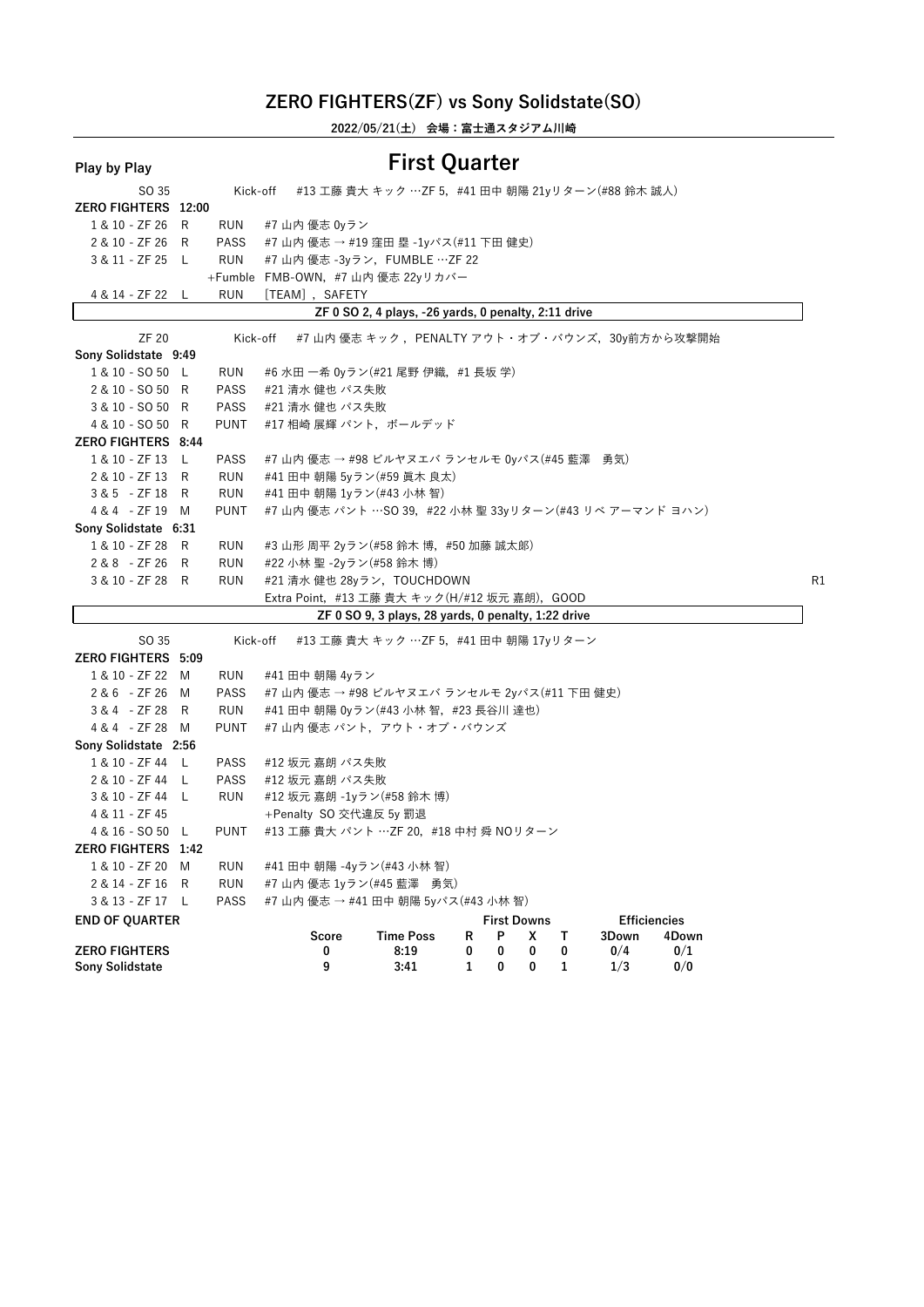## ZERO FIGHTERS(ZF) vs Sony Solidstate(SO)

**2022/05/21(土) 会場：富士通スタジアム川崎**

**Play by Play**

# First Quarter

| | | | | |
|---|---|---|---|---|
| SO 35 | | Kick-off | #13 工藤 貴大 キック …ZF 5, #41 田中 朝陽 21yリターン(#88 鈴木 誠人) | |
| **ZERO FIGHTERS 12:00** | | | | |
| 1 & 10 - ZF 26 | R | RUN | #7 山内 優志 0yラン | |
| 2 & 10 - ZF 26 | R | PASS | #7 山内 優志 → #19 窪田 塁 -1yパス(#11 下田 健史) | |
| 3 & 11 - ZF 25 | L | RUN | #7 山内 優志 -3yラン, FUMBLE …ZF 22 | |
| | | +Fumble | FMB-OWN, #7 山内 優志 22yリカバー | |
| 4 & 14 - ZF 22 | L | RUN | [TEAM], SAFETY | |
| | | | **ZF 0 SO 2, 4 plays, -26 yards, 0 penalty, 2:11 drive** | |
| ZF 20 | | Kick-off | #7 山内 優志 キック, PENALTY アウト・オブ・バウンズ, 30y前方から攻撃開始 | |
| **Sony Solidstate 9:49** | | | | |
| 1 & 10 - SO 50 | L | RUN | #6 水田 一希 0yラン(#21 尾野 伊織, #1 長坂 学) | |
| 2 & 10 - SO 50 | R | PASS | #21 清水 健也 パス失敗 | |
| 3 & 10 - SO 50 | R | PASS | #21 清水 健也 パス失敗 | |
| 4 & 10 - SO 50 | R | PUNT | #17 相崎 展輝 パント, ボールデッド | |
| **ZERO FIGHTERS 8:44** | | | | |
| 1 & 10 - ZF 13 | L | PASS | #7 山内 優志 → #98 ビルヤヌエバ ランセルモ 0yパス(#45 藍澤 勇気) | |
| 2 & 10 - ZF 13 | R | RUN | #41 田中 朝陽 5yラン(#59 眞木 良太) | |
| 3 & 5 - ZF 18 | R | RUN | #41 田中 朝陽 1yラン(#43 小林 智) | |
| 4 & 4 - ZF 19 | M | PUNT | #7 山内 優志 パント …SO 39, #22 小林 聖 33yリターン(#43 リベ アーマンド ヨハン) | |
| **Sony Solidstate 6:31** | | | | |
| 1 & 10 - ZF 28 | R | RUN | #3 山形 周平 2yラン(#58 鈴木 博, #50 加藤 誠太郎) | |
| 2 & 8 - ZF 26 | R | RUN | #22 小林 聖 -2yラン(#58 鈴木 博) | |
| 3 & 10 - ZF 28 | R | RUN | #21 清水 健也 28yラン, TOUCHDOWN | R1 |
| | | | Extra Point, #13 工藤 貴大 キック(H/#12 坂元 嘉朗), GOOD | |
| | | | **ZF 0 SO 9, 3 plays, 28 yards, 0 penalty, 1:22 drive** | |
| SO 35 | | Kick-off | #13 工藤 貴大 キック …ZF 5, #41 田中 朝陽 17yリターン | |
| **ZERO FIGHTERS 5:09** | | | | |
| 1 & 10 - ZF 22 | M | RUN | #41 田中 朝陽 4yラン | |
| 2 & 6 - ZF 26 | M | PASS | #7 山内 優志 → #98 ビルヤヌエバ ランセルモ 2yパス(#11 下田 健史) | |
| 3 & 4 - ZF 28 | R | RUN | #41 田中 朝陽 0yラン(#43 小林 智, #23 長谷川 達也) | |
| 4 & 4 - ZF 28 | M | PUNT | #7 山内 優志 パント, アウト・オブ・バウンズ | |
| **Sony Solidstate 2:56** | | | | |
| 1 & 10 - ZF 44 | L | PASS | #12 坂元 嘉朗 パス失敗 | |
| 2 & 10 - ZF 44 | L | PASS | #12 坂元 嘉朗 パス失敗 | |
| 3 & 10 - ZF 44 | L | RUN | #12 坂元 嘉朗 -1yラン(#58 鈴木 博) | |
| 4 & 11 - ZF 45 | | | +Penalty SO 交代違反 5y 罰退 | |
| 4 & 16 - SO 50 | L | PUNT | #13 工藤 貴大 パント …ZF 20, #18 中村 舜 NOリターン | |
| **ZERO FIGHTERS 1:42** | | | | |
| 1 & 10 - ZF 20 | M | RUN | #41 田中 朝陽 -4yラン(#43 小林 智) | |
| 2 & 14 - ZF 16 | R | RUN | #7 山内 優志 1yラン(#45 藍澤 勇気) | |
| 3 & 13 - ZF 17 | L | PASS | #7 山内 優志 → #41 田中 朝陽 5yパス(#43 小林 智) | |

**END OF QUARTER**

| | Score | Time Poss | First Downs R | P | X | T | Efficiencies 3Down | 4Down |
|---|---|---|---|---|---|---|---|---|
| **ZERO FIGHTERS** | 0 | 8:19 | 0 | 0 | 0 | 0 | 0/4 | 0/1 |
| **Sony Solidstate** | 9 | 3:41 | 1 | 0 | 0 | 1 | 1/3 | 0/0 |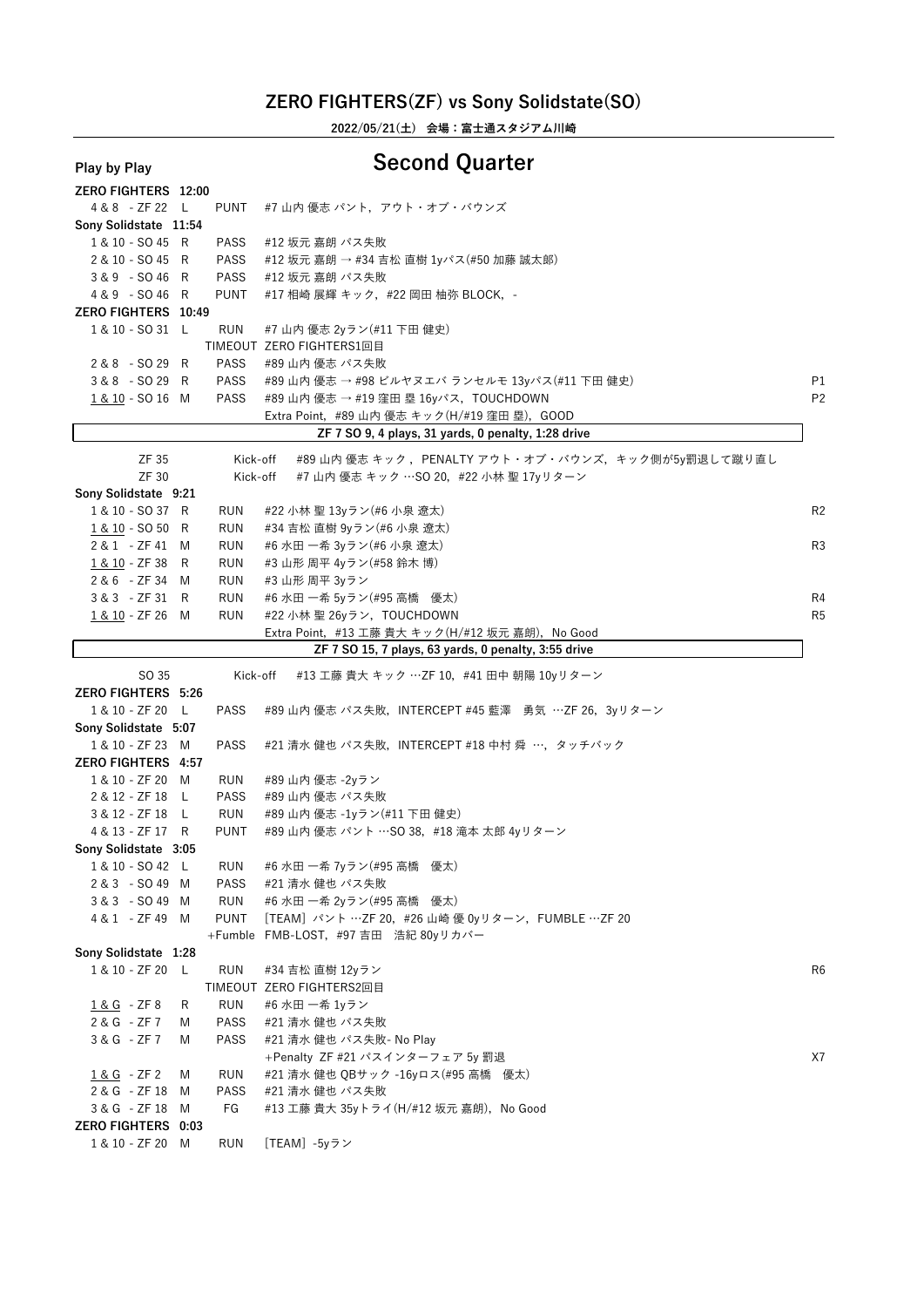## ZERO FIGHTERS(ZF) vs Sony Solidstate(SO)

**2022/05/21(土) 会場：富士通スタジアム川崎**

**Play by Play**

# Second Quarter

| Down & Distance | Dir | Play | Description | Note |
|---|---|---|---|---|
| **ZERO FIGHTERS 12:00** | | | | |
| 4 & 8 - ZF 22 | L | PUNT | #7 山内 優志 パント，アウト・オブ・バウンズ | |
| **Sony Solidstate 11:54** | | | | |
| 1 & 10 - SO 45 | R | PASS | #12 坂元 嘉朗 パス失敗 | |
| 2 & 10 - SO 45 | R | PASS | #12 坂元 嘉朗 → #34 吉松 直樹 1yパス(#50 加藤 誠太郎) | |
| 3 & 9 - SO 46 | R | PASS | #12 坂元 嘉朗 パス失敗 | |
| 4 & 9 - SO 46 | R | PUNT | #17 相崎 展輝 キック，#22 岡田 柚弥 BLOCK，- | |
| **ZERO FIGHTERS 10:49** | | | | |
| 1 & 10 - SO 31 | L | RUN | #7 山内 優志 2yラン(#11 下田 健史) | |
| | | TIMEOUT | ZERO FIGHTERS1回目 | |
| 2 & 8 - SO 29 | R | PASS | #89 山内 優志 パス失敗 | |
| 3 & 8 - SO 29 | R | PASS | #89 山内 優志 → #98 ビルヤヌエバ ランセルモ 13yパス(#11 下田 健史) | P1 |
| 1 & 10 - SO 16 | M | PASS | #89 山内 優志 → #19 窪田 塁 16yパス，TOUCHDOWN | P2 |
| | | | Extra Point，#89 山内 優志 キック(H/#19 窪田 塁)，GOOD | |
| | | | **ZF 7 SO 9, 4 plays, 31 yards, 0 penalty, 1:28 drive** | |
| ZF 35 | | Kick-off | #89 山内 優志 キック， PENALTY アウト・オブ・バウンズ，キック側が5y罰退して蹴り直し | |
| ZF 30 | | Kick-off | #7 山内 優志 キック …SO 20，#22 小林 聖 17yリターン | |
| **Sony Solidstate 9:21** | | | | |
| 1 & 10 - SO 37 | R | RUN | #22 小林 聖 13yラン(#6 小泉 遼太) | R2 |
| 1 & 10 - SO 50 | R | RUN | #34 吉松 直樹 9yラン(#6 小泉 遼太) | |
| 2 & 1 - ZF 41 | M | RUN | #6 水田 一希 3yラン(#6 小泉 遼太) | R3 |
| 1 & 10 - ZF 38 | R | RUN | #3 山形 周平 4yラン(#58 鈴木 博) | |
| 2 & 6 - ZF 34 | M | RUN | #3 山形 周平 3yラン | |
| 3 & 3 - ZF 31 | R | RUN | #6 水田 一希 5yラン(#95 高橋　優太) | R4 |
| 1 & 10 - ZF 26 | M | RUN | #22 小林 聖 26yラン，TOUCHDOWN | R5 |
| | | | Extra Point，#13 工藤 貴大 キック(H/#12 坂元 嘉朗)，No Good | |
| | | | **ZF 7 SO 15, 7 plays, 63 yards, 0 penalty, 3:55 drive** | |
| SO 35 | | Kick-off | #13 工藤 貴大 キック …ZF 10，#41 田中 朝陽 10yリターン | |
| **ZERO FIGHTERS 5:26** | | | | |
| 1 & 10 - ZF 20 | L | PASS | #89 山内 優志 パス失敗，INTERCEPT #45 藍澤　勇気 …ZF 26，3yリターン | |
| **Sony Solidstate 5:07** | | | | |
| 1 & 10 - ZF 23 | M | PASS | #21 清水 健也 パス失敗，INTERCEPT #18 中村 舜 …，タッチバック | |
| **ZERO FIGHTERS 4:57** | | | | |
| 1 & 10 - ZF 20 | M | RUN | #89 山内 優志 -2yラン | |
| 2 & 12 - ZF 18 | L | PASS | #89 山内 優志 パス失敗 | |
| 3 & 12 - ZF 18 | L | RUN | #89 山内 優志 -1yラン(#11 下田 健史) | |
| 4 & 13 - ZF 17 | R | PUNT | #89 山内 優志 パント …SO 38，#18 滝本 太郎 4yリターン | |
| **Sony Solidstate 3:05** | | | | |
| 1 & 10 - SO 42 | L | RUN | #6 水田 一希 7yラン(#95 高橋　優太) | |
| 2 & 3 - SO 49 | M | PASS | #21 清水 健也 パス失敗 | |
| 3 & 3 - SO 49 | M | RUN | #6 水田 一希 2yラン(#95 高橋　優太) | |
| 4 & 1 - ZF 49 | M | PUNT | [TEAM] パント …ZF 20，#26 山崎 優 0yリターン，FUMBLE …ZF 20 | |
| | | +Fumble | FMB-LOST，#97 吉田　浩紀 80yリカバー | |
| **Sony Solidstate 1:28** | | | | |
| 1 & 10 - ZF 20 | L | RUN | #34 吉松 直樹 12yラン | R6 |
| | | TIMEOUT | ZERO FIGHTERS2回目 | |
| 1 & G - ZF 8 | R | RUN | #6 水田 一希 1yラン | |
| 2 & G - ZF 7 | M | PASS | #21 清水 健也 パス失敗 | |
| 3 & G - ZF 7 | M | PASS | #21 清水 健也 パス失敗- No Play | |
| | | | +Penalty ZF #21 パスインターフェア 5y 罰退 | X7 |
| 1 & G - ZF 2 | M | RUN | #21 清水 健也 QBサック -16yロス(#95 高橋　優太) | |
| 2 & G - ZF 18 | M | PASS | #21 清水 健也 パス失敗 | |
| 3 & G - ZF 18 | M | FG | #13 工藤 貴大 35yトライ(H/#12 坂元 嘉朗)，No Good | |
| **ZERO FIGHTERS 0:03** | | | | |
| 1 & 10 - ZF 20 | M | RUN | [TEAM] -5yラン | |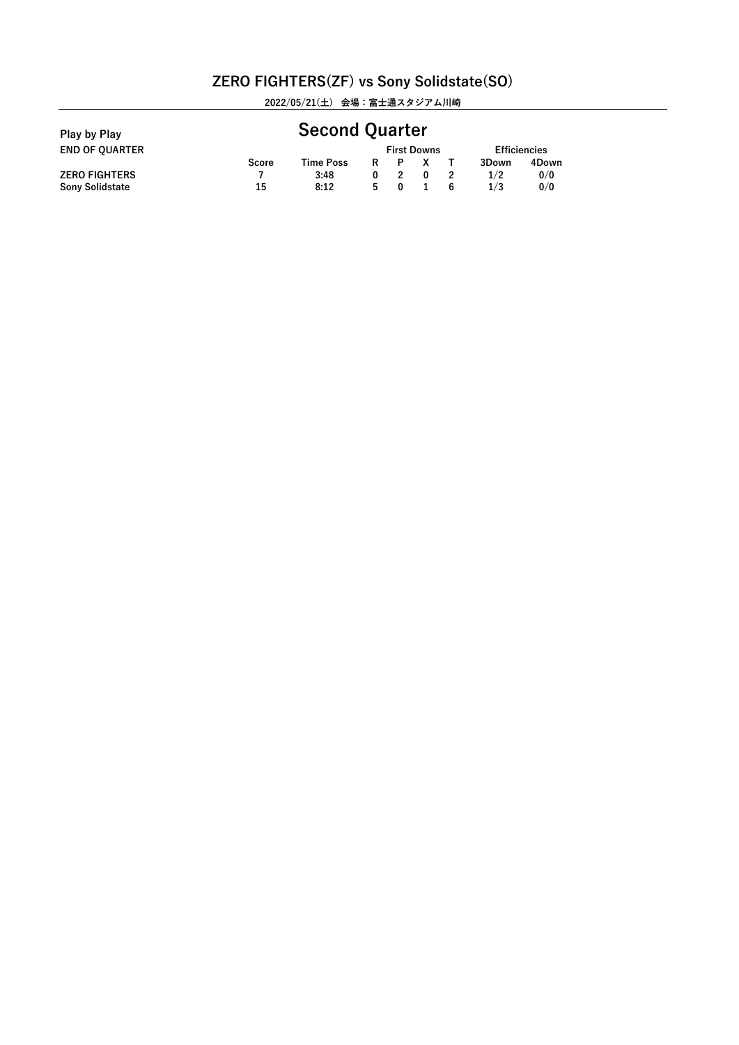# ZERO FIGHTERS(ZF) vs Sony Solidstate(SO)

2022/05/21(土)　会場：富士通スタジアム川崎

**Play by Play**

## Second Quarter

**END OF QUARTER**

| | Score | Time Poss | First Downs | | | | Efficiencies | |
|---|---|---|---|---|---|---|---|---|
| | | | R | P | X | T | 3Down | 4Down |
| ZERO FIGHTERS | 7 | 3:48 | 0 | 2 | 0 | 2 | 1/2 | 0/0 |
| Sony Solidstate | 15 | 8:12 | 5 | 0 | 1 | 6 | 1/3 | 0/0 |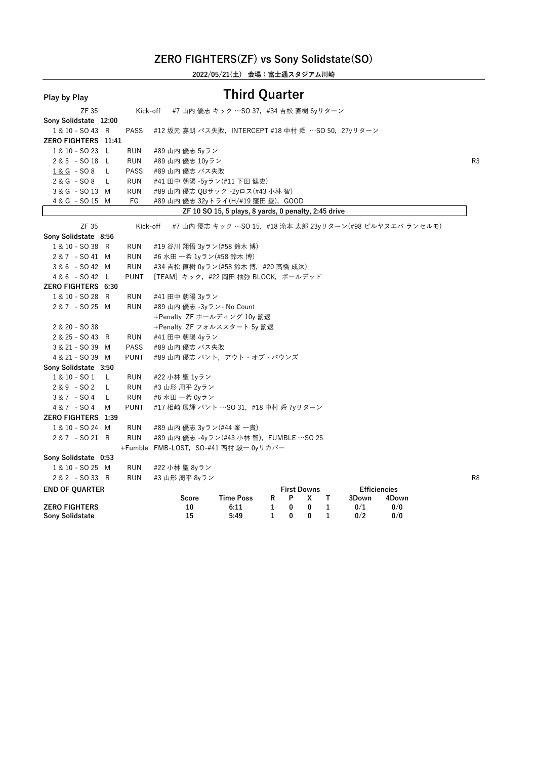## ZERO FIGHTERS(ZF) vs Sony Solidstate(SO)

**2022/05/21(土) 会場：富士通スタジアム川崎**

**Play by Play**

# Third Quarter

| Down & Distance | Play | Description | |
|---|---|---|---|
| ZF 35 | Kick-off | #7 山内 優志 キック …SO 37, #34 吉松 直樹 6yリターン | |
| **Sony Solidstate 12:00** | | | |
| 1 & 10 - SO 43 R | PASS | #12 坂元 嘉朗 パス失敗, INTERCEPT #18 中村 舜 …SO 50, 27yリターン | |
| **ZERO FIGHTERS 11:41** | | | |
| 1 & 10 - SO 23 L | RUN | #89 山内 優志 5yラン | |
| 2 & 5 - SO 18 L | RUN | #89 山内 優志 10yラン | R3 |
| 1 & G - SO 8 L | PASS | #89 山内 優志 パス失敗 | |
| 2 & G - SO 8 L | RUN | #41 田中 朝陽 -5yラン(#11 下田 健史) | |
| 3 & G - SO 13 M | RUN | #89 山内 優志 QBサック -2yロス(#43 小林 智) | |
| 4 & G - SO 15 M | FG | #89 山内 優志 32yトライ(H/#19 窪田 塁), GOOD | |
| **ZF 10 SO 15, 5 plays, 8 yards, 0 penalty, 2:45 drive** | | | |
| ZF 35 | Kick-off | #7 山内 優志 キック …SO 15, #18 滝本 太郎 23yリターン(#98 ビルヤヌエバ ランセルモ) | |
| **Sony Solidstate 8:56** | | | |
| 1 & 10 - SO 38 R | RUN | #19 谷川 翔悟 3yラン(#58 鈴木 博) | |
| 2 & 7 - SO 41 M | RUN | #6 水田 一希 1yラン(#58 鈴木 博) | |
| 3 & 6 - SO 42 M | RUN | #34 吉松 直樹 0yラン(#58 鈴木 博, #20 高橋 成汰) | |
| 4 & 6 - SO 42 L | PUNT | [TEAM] キック, #22 岡田 柚弥 BLOCK, ボールデッド | |
| **ZERO FIGHTERS 6:30** | | | |
| 1 & 10 - SO 28 R | RUN | #41 田中 朝陽 3yラン | |
| 2 & 7 - SO 25 M | RUN | #89 山内 優志 -3yラン- No Count | |
| | | +Penalty ZF ホールディング 10y 罰退 | |
| 2 & 20 - SO 38 | | +Penalty ZF フォルススタート 5y 罰退 | |
| 2 & 25 - SO 43 R | RUN | #41 田中 朝陽 4yラン | |
| 3 & 21 - SO 39 M | PASS | #89 山内 優志 パス失敗 | |
| 4 & 21 - SO 39 M | PUNT | #89 山内 優志 パント, アウト・オブ・バウンズ | |
| **Sony Solidstate 3:50** | | | |
| 1 & 10 - SO 1 L | RUN | #22 小林 聖 1yラン | |
| 2 & 9 - SO 2 L | RUN | #3 山形 周平 2yラン | |
| 3 & 7 - SO 4 L | RUN | #6 水田 一希 0yラン | |
| 4 & 7 - SO 4 M | PUNT | #17 相崎 展輝 パント …SO 31, #18 中村 舜 7yリターン | |
| **ZERO FIGHTERS 1:39** | | | |
| 1 & 10 - SO 24 M | RUN | #89 山内 優志 3yラン(#44 峯 一貴) | |
| 2 & 7 - SO 21 R | RUN | #89 山内 優志 -4yラン(#43 小林 智), FUMBLE …SO 25 | |
| | +Fumble | FMB-LOST, SO-#41 西村 駿一 0yリカバー | |
| **Sony Solidstate 0:53** | | | |
| 1 & 10 - SO 25 M | RUN | #22 小林 聖 8yラン | |
| 2 & 2 - SO 33 R | RUN | #3 山形 周平 8yラン | R8 |

**END OF QUARTER**

| | Score | Time Poss | First Downs R | P | X | T | Efficiencies 3Down | 4Down |
|---|---|---|---|---|---|---|---|---|
| **ZERO FIGHTERS** | 10 | 6:11 | 1 | 0 | 0 | 1 | 0/1 | 0/0 |
| **Sony Solidstate** | 15 | 5:49 | 1 | 0 | 0 | 1 | 0/2 | 0/0 |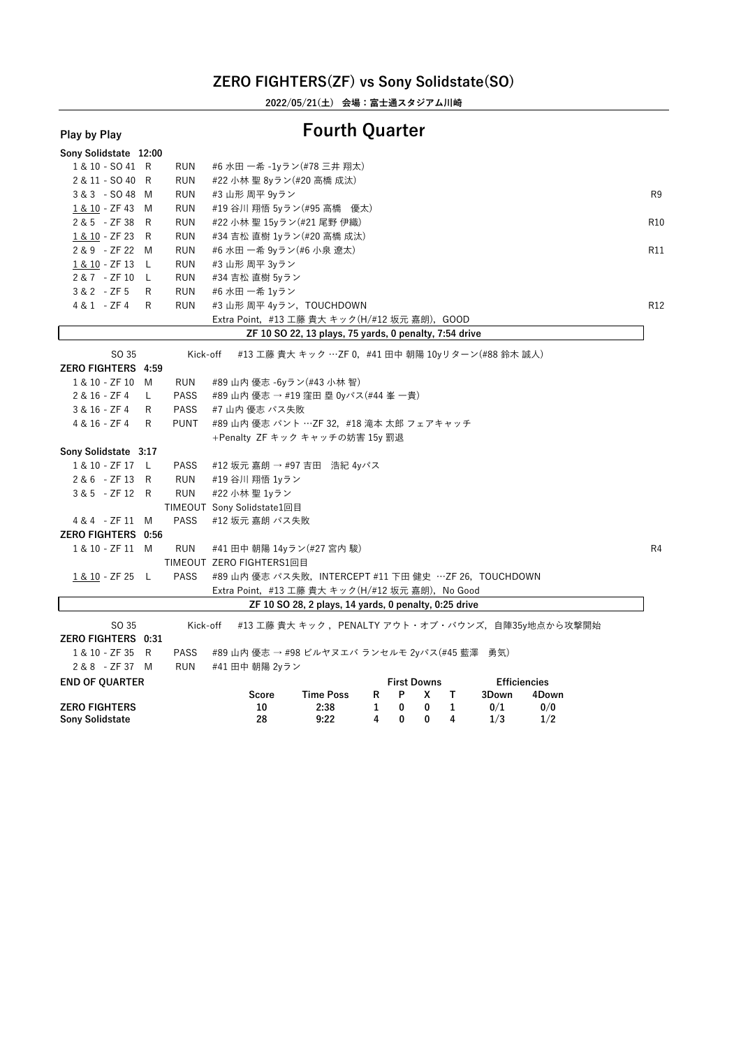## ZERO FIGHTERS(ZF) vs Sony Solidstate(SO)

**2022/05/21(土) 会場：富士通スタジアム川崎**

**Play by Play**

# Fourth Quarter

**Sony Solidstate 12:00**

| Down | Pos | Type | Play | |
|---|---|---|---|---|
| 1 & 10 - SO 41 | R | RUN | #6 水田 一希 -1yラン(#78 三井 翔太) | |
| 2 & 11 - SO 40 | R | RUN | #22 小林 聖 8yラン(#20 高橋 成汰) | |
| 3 & 3 - SO 48 | M | RUN | #3 山形 周平 9yラン | R9 |
| 1 & 10 - ZF 43 | M | RUN | #19 谷川 翔悟 5yラン(#95 高橋 優太) | |
| 2 & 5 - ZF 38 | R | RUN | #22 小林 聖 15yラン(#21 尾野 伊織) | R10 |
| 1 & 10 - ZF 23 | R | RUN | #34 吉松 直樹 1yラン(#20 高橋 成汰) | |
| 2 & 9 - ZF 22 | M | RUN | #6 水田 一希 9yラン(#6 小泉 遼太) | R11 |
| 1 & 10 - ZF 13 | L | RUN | #3 山形 周平 3yラン | |
| 2 & 7 - ZF 10 | L | RUN | #34 吉松 直樹 5yラン | |
| 3 & 2 - ZF 5 | R | RUN | #6 水田 一希 1yラン | |
| 4 & 1 - ZF 4 | R | RUN | #3 山形 周平 4yラン，TOUCHDOWN | R12 |
| | | | Extra Point，#13 工藤 貴大 キック(H/#12 坂元 嘉朗)，GOOD | |

**ZF 10 SO 22, 13 plays, 75 yards, 0 penalty, 7:54 drive**

SO 35 Kick-off #13 工藤 貴大 キック …ZF 0，#41 田中 朝陽 10yリターン(#88 鈴木 誠人)

**ZERO FIGHTERS 4:59**

| Down | Pos | Type | Play |
|---|---|---|---|
| 1 & 10 - ZF 10 | M | RUN | #89 山内 優志 -6yラン(#43 小林 智) |
| 2 & 16 - ZF 4 | L | PASS | #89 山内 優志 → #19 窪田 塁 0yパス(#44 峯 一貴) |
| 3 & 16 - ZF 4 | R | PASS | #7 山内 優志 パス失敗 |
| 4 & 16 - ZF 4 | R | PUNT | #89 山内 優志 パント …ZF 32，#18 滝本 太郎 フェアキャッチ |
| | | | +Penalty ZF キック キャッチの妨害 15y 罰退 |

**Sony Solidstate 3:17**

| Down | Pos | Type | Play |
|---|---|---|---|
| 1 & 10 - ZF 17 | L | PASS | #12 坂元 嘉朗 → #97 吉田 浩紀 4yパス |
| 2 & 6 - ZF 13 | R | RUN | #19 谷川 翔悟 1yラン |
| 3 & 5 - ZF 12 | R | RUN | #22 小林 聖 1yラン |
| | | TIMEOUT | Sony Solidstate1回目 |
| 4 & 4 - ZF 11 | M | PASS | #12 坂元 嘉朗 パス失敗 |

**ZERO FIGHTERS 0:56**

| Down | Pos | Type | Play | |
|---|---|---|---|---|
| 1 & 10 - ZF 11 | M | RUN | #41 田中 朝陽 14yラン(#27 宮内 駿) | R4 |
| | | TIMEOUT | ZERO FIGHTERS1回目 | |
| 1 & 10 - ZF 25 | L | PASS | #89 山内 優志 パス失敗，INTERCEPT #11 下田 健史 …ZF 26，TOUCHDOWN | |
| | | | Extra Point，#13 工藤 貴大 キック(H/#12 坂元 嘉朗)，No Good | |

**ZF 10 SO 28, 2 plays, 14 yards, 0 penalty, 0:25 drive**

SO 35 Kick-off #13 工藤 貴大 キック，PENALTY アウト・オブ・バウンズ，自陣35y地点から攻撃開始

**ZERO FIGHTERS 0:31**

| Down | Pos | Type | Play |
|---|---|---|---|
| 1 & 10 - ZF 35 | R | PASS | #89 山内 優志 → #98 ビルヤヌエバ ランセルモ 2yパス(#45 藍澤 勇気) |
| 2 & 8 - ZF 37 | M | RUN | #41 田中 朝陽 2yラン |

**END OF QUARTER**

| | Score | Time Poss | First Downs R | P | X | T | Efficiencies 3Down | 4Down |
|---|---|---|---|---|---|---|---|---|
| **ZERO FIGHTERS** | 10 | 2:38 | 1 | 0 | 0 | 1 | 0/1 | 0/0 |
| **Sony Solidstate** | 28 | 9:22 | 4 | 0 | 0 | 4 | 1/3 | 1/2 |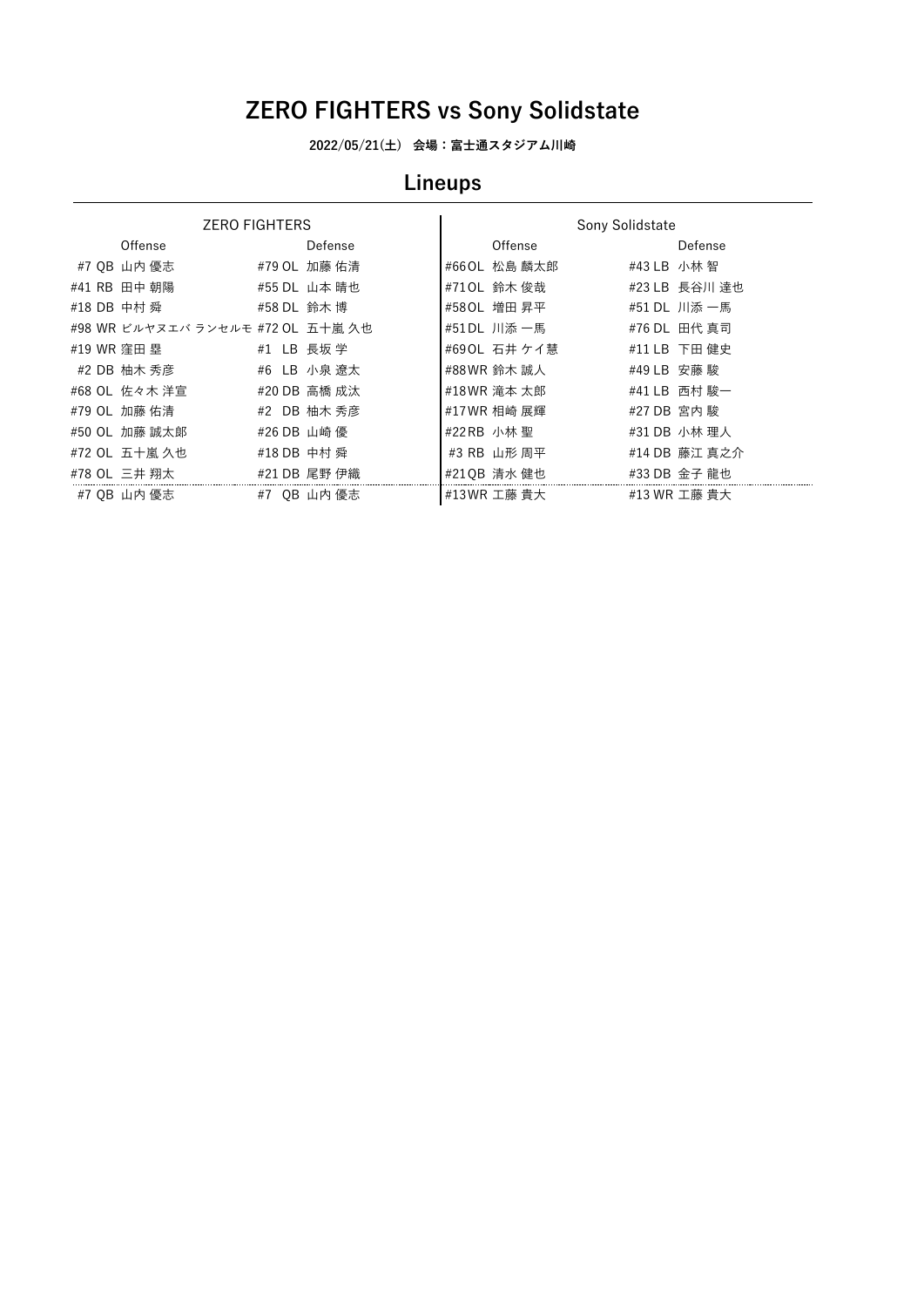# ZERO FIGHTERS vs Sony Solidstate

**2022/05/21(土)　会場：富士通スタジアム川崎**

## Lineups

| ZERO FIGHTERS | | Sony Solidstate | |
|---|---|---|---|
| Offense | Defense | Offense | Defense |
| #7 QB 山内 優志 | #79 OL 加藤 佑清 | #66 OL 松島 麟太郎 | #43 LB 小林 智 |
| #41 RB 田中 朝陽 | #55 DL 山本 晴也 | #71 OL 鈴木 俊哉 | #23 LB 長谷川 達也 |
| #18 DB 中村 舜 | #58 DL 鈴木 博 | #58 OL 増田 昇平 | #51 DL 川添 一馬 |
| #98 WR ビルヤヌエバ ランセルモ | #72 OL 五十嵐 久也 | #51 DL 川添 一馬 | #76 DL 田代 真司 |
| #19 WR 窪田 塁 | #1 LB 長坂 学 | #69 OL 石井 ケイ慧 | #11 LB 下田 健史 |
| #2 DB 柚木 秀彦 | #6 LB 小泉 遼太 | #88 WR 鈴木 誠人 | #49 LB 安藤 駿 |
| #68 OL 佐々木 洋宣 | #20 DB 高橋 成汰 | #18 WR 滝本 太郎 | #41 LB 西村 駿一 |
| #79 OL 加藤 佑清 | #2 DB 柚木 秀彦 | #17 WR 相崎 展輝 | #27 DB 宮内 駿 |
| #50 OL 加藤 誠太郎 | #26 DB 山崎 優 | #22 RB 小林 聖 | #31 DB 小林 理人 |
| #72 OL 五十嵐 久也 | #18 DB 中村 舜 | #3 RB 山形 周平 | #14 DB 藤江 真之介 |
| #78 OL 三井 翔太 | #21 DB 尾野 伊織 | #21 QB 清水 健也 | #33 DB 金子 龍也 |
| #7 QB 山内 優志 | #7 QB 山内 優志 | #13 WR 工藤 貴大 | #13 WR 工藤 貴大 |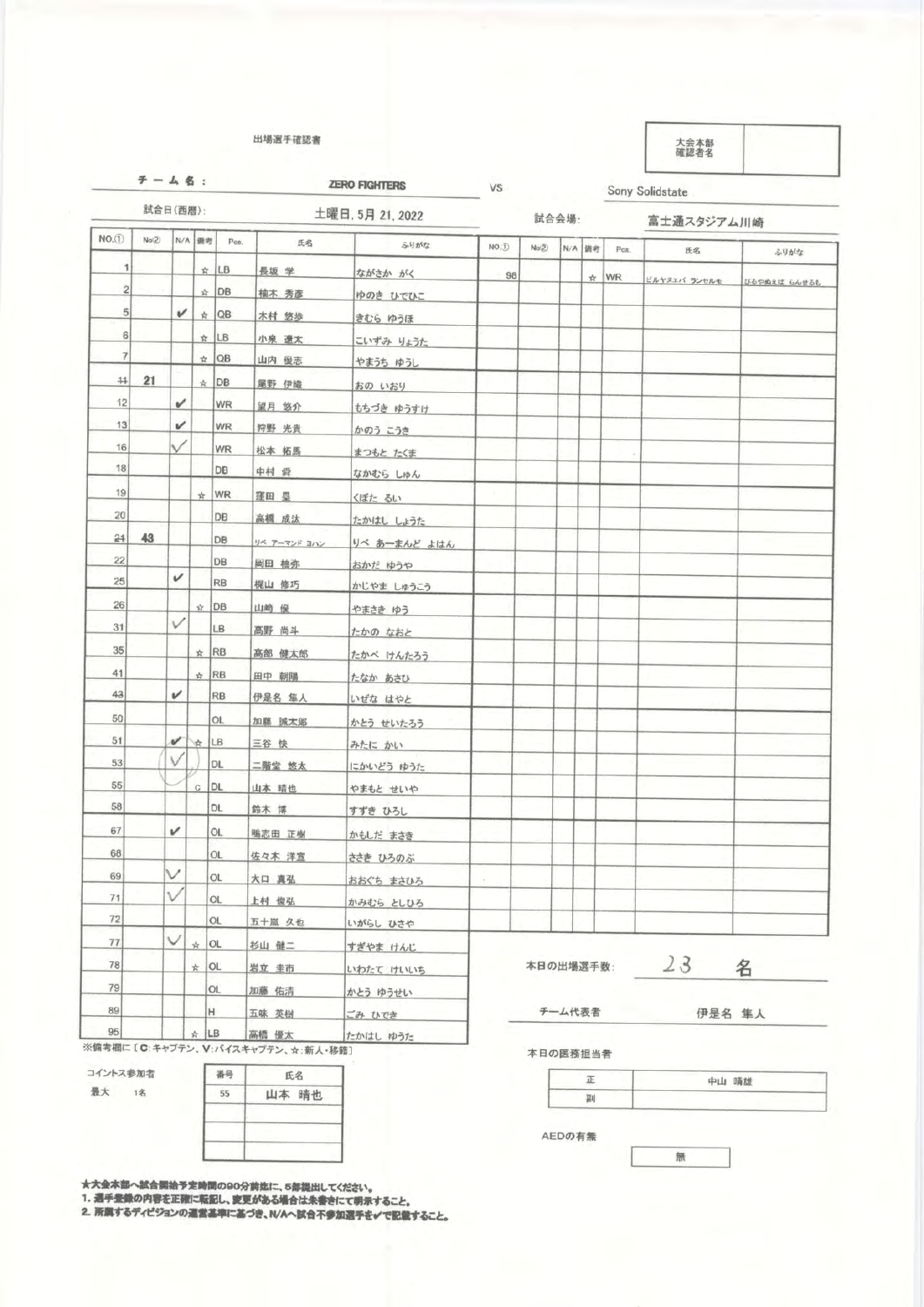出場選手確認書

| 大会本部確認者名 | |
|---|---|

**チーム名：** ZERO FIGHTERS　VS　Sony Solidstate

試合日(西暦)： 土曜日, 5月 21, 2022　　試合会場： 富士通スタジアム川崎

| NO.① | No② | N/A | 備考 | Pos. | 氏名 | ふりがな |
|---|---|---|---|---|---|---|
| 1 | | | ☆ | LB | 長坂 学 | ながさか がく |
| 2 | | | ☆ | DB | 柚木 秀彦 | ゆのき ひでひこ |
| 5 | | ✔ | ☆ | QB | 木村 悠歩 | きむら ゆうほ |
| 6 | | | ☆ | LB | 小泉 遼太 | こいずみ りょうた |
| 7 | | | ☆ | QB | 山内 優志 | やまうち ゆうし |
| ~~11~~ | 21 | | ☆ | DB | 尾野 伊織 | おの いおり |
| 12 | | ✔ | | WR | 望月 悠介 | もちづき ゆうすけ |
| 13 | | ✔ | | WR | 狩野 光貴 | かのう こうき |
| 16 | | ✓ | | WR | 松本 拓馬 | まつもと たくま |
| 18 | | | | DB | 中村 舜 | なかむら しゅん |
| 19 | | | ☆ | WR | 窪田 塁 | くぼた るい |
| 20 | | | | DB | 高橋 成汰 | たかはし しょうた |
| ~~24~~ | 43 | | | DB | リベ アーマンド ヨハン | りべ あーまんど よはん |
| 22 | | | | DB | 岡田 柚弥 | おかだ ゆうや |
| 25 | | ✔ | | RB | 梶山 修巧 | かじやま しゅうこう |
| 26 | | | ☆ | DB | 山崎 優 | やまさき ゆう |
| 31 | | ✓ | | LB | 高野 尚斗 | たかの なおと |
| 35 | | | ☆ | RB | 高部 健太郎 | たかべ けんたろう |
| 41 | | | ☆ | RB | 田中 朝陽 | たなか あさひ |
| 43 | | ✔ | | RB | 伊是名 隼人 | いぜな はやと |
| 50 | | | | OL | 加藤 誠太郎 | かとう せいたろう |
| 51 | | ✔ | ☆ | LB | 三谷 快 | みたに かい |
| 53 | | ✓ | | DL | 二階堂 悠太 | にかいどう ゆうた |
| 55 | | | C | DL | 山本 晴也 | やまもと せいや |
| 58 | | | | DL | 鈴木 博 | すずき ひろし |
| 67 | | ✔ | | OL | 鴨志田 正樹 | かもしだ まさき |
| 68 | | | | OL | 佐々木 洋宣 | ささき ひろのぶ |
| 69 | | ✓ | | OL | 大口 真弘 | おおぐち まさひろ |
| 71 | | ✓ | | OL | 上村 俊弘 | かみむら としひろ |
| 72 | | | | OL | 五十嵐 久也 | いがらし ひさや |
| 77 | | ✓ | ☆ | OL | 杉山 健二 | すぎやま けんじ |
| 78 | | | ☆ | OL | 岩立 圭市 | いわたて けいいち |
| 79 | | | | OL | 加藤 佑清 | かとう ゆうせい |
| 89 | | | | H | 五味 英樹 | ごみ ひでき |
| 95 | | | ☆ | LB | 高橋 優太 | たかはし ゆうた |

| NO.① | No② | N/A | 備考 | Pos. | 氏名 | ふりがな |
|---|---|---|---|---|---|---|
| 98 | | | ☆ | WR | ビルヤヌエバ ランセルモ | びるやぬえば らんせるも |

※備考欄に［C：キャプテン、V：バイスキャプテン、☆：新人・移籍］

本日の出場選手数： 23 名

チーム代表者 伊是名 隼人

コイントス参加者 最大 1名

| 番号 | 氏名 |
|---|---|
| 55 | 山本 晴也 |
| | |
| | |
| | |

本日の医務担当者

| 正 | 中山 晴雄 |
|---|---|
| 副 | |

AEDの有無 無

★大会本部へ試合開始予定時間の90分前迄に、5部提出してください。
1. 選手登録の内容を正確に転記し、変更がある場合は朱書きにて明示すること。
2. 所属するディビジョンの運営基準に基づき、N/Aへ試合不参加選手を✔で記載すること。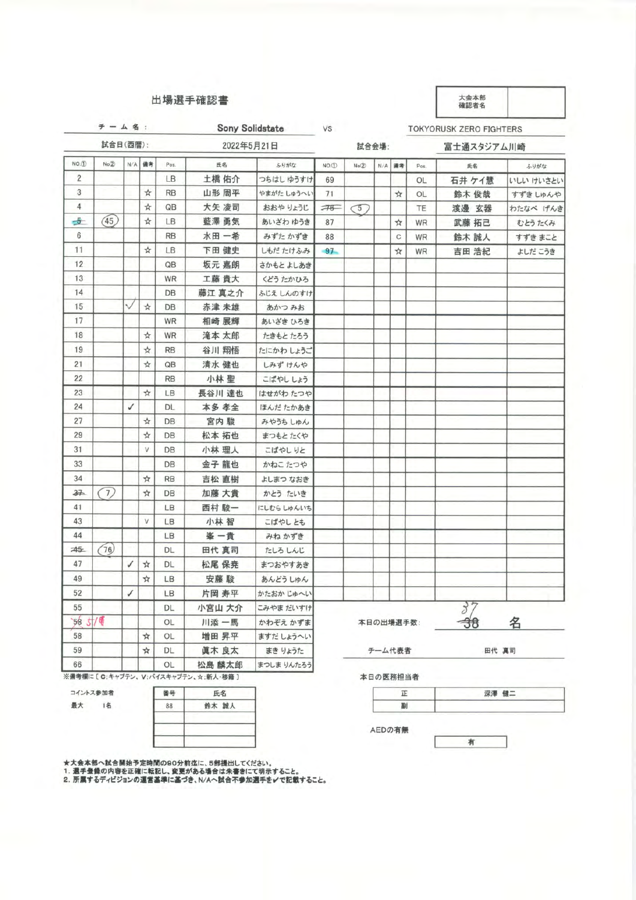# 出場選手確認書

| 大会本部確認者名 | |
|---|---|

チーム名： Sony Solidstate VS TOKYORUSK ZERO FIGHTERS

試合日(西暦)： 2022年5月21日 試合会場： 富士通スタジアム川崎

| NO.① | No② | N/A | 備考 | Pos. | 氏名 | ふりがな | NO.① | No② | N/A | 備考 | Pos. | 氏名 | ふりがな |
|---|---|---|---|---|---|---|---|---|---|---|---|---|---|
| 2 | | | | LB | 土橋 佑介 | つちはし ゆうすけ | 69 | | | | OL | 石井 ケイ慧 | いしい けいさとい |
| 3 | | | ☆ | RB | 山形 周平 | やまがた しゅうへい | 71 | | | ☆ | OL | 鈴木 俊哉 | すずき しゅんや |
| 4 | | | ☆ | QB | 大矢 凌司 | おおや りょうじ | ~~76~~ | 5 | | | TE | 渡邉 玄器 | わたなべ げんき |
| ~~5~~ | 45 | | ☆ | LB | 藍澤 勇気 | あいざわ ゆうき | 87 | | | ☆ | WR | 武藤 拓己 | むとう たくみ |
| 6 | | | | RB | 水田 一希 | みずた かずき | 88 | | | C | WR | 鈴木 誠人 | すずき まこと |
| 11 | | | ☆ | LB | 下田 健史 | しもだ たけふみ | 97 | | | ☆ | WR | 吉田 浩紀 | よしだ こうき |
| 12 | | | | QB | 坂元 嘉朗 | さかもと よしあき | | | | | | | |
| 13 | | | | WR | 工藤 貴大 | くどう たかひろ | | | | | | | |
| 14 | | | | DB | 藤江 真之介 | ふじえ しんのすけ | | | | | | | |
| 15 | | ✓ | ☆ | DB | 赤津 未雄 | あかつ みお | | | | | | | |
| 17 | | | | WR | 相崎 展輝 | あいざき ひろき | | | | | | | |
| 18 | | | ☆ | WR | 滝本 太郎 | たきもと たろう | | | | | | | |
| 19 | | | ☆ | RB | 谷川 翔悟 | たにかわ しょうご | | | | | | | |
| 21 | | | ☆ | QB | 清水 健也 | しみず けんや | | | | | | | |
| 22 | | | | RB | 小林 聖 | こばやし しょう | | | | | | | |
| 23 | | | ☆ | LB | 長谷川 達也 | はせがわ たつや | | | | | | | |
| 24 | | ✓ | | DL | 本多 孝全 | ほんだ たかあき | | | | | | | |
| 27 | | | ☆ | DB | 宮内 駿 | みやうち しゅん | | | | | | | |
| 29 | | | ☆ | DB | 松本 拓也 | まつもと たくや | | | | | | | |
| 31 | | | V | DB | 小林 理人 | こばやし りと | | | | | | | |
| 33 | | | | DB | 金子 龍也 | かねこ たつや | | | | | | | |
| 34 | | | ☆ | RB | 吉松 直樹 | よしまつ なおき | | | | | | | |
| ~~37~~ | 7 | | ☆ | DB | 加藤 大貴 | かとう たいき | | | | | | | |
| 41 | | | | LB | 西村 駿一 | にしむら しゅんいち | | | | | | | |
| 43 | | | V | LB | 小林 智 | こばやし とも | | | | | | | |
| 44 | | | | LB | 峯 一貴 | みね かずき | | | | | | | |
| ~~45~~ | 76 | | | DL | 田代 真司 | たしろ しんじ | | | | | | | |
| 47 | | ✓ | ☆ | DL | 松尾 保尭 | まつおやすあき | | | | | | | |
| 49 | | | ☆ | LB | 安藤 駿 | あんどう しゅん | | | | | | | |
| 52 | | ✓ | | LB | 片岡 寿平 | かたおか じゅへい | | | | | | | |
| 55 | | | | DL | 小宮山 大介 | こみやま だいすけ | | | | | | | |
| ~~58~~ 51 | | | | OL | 川添 一馬 | かわぞえ かずま | | | | | | | |
| 58 | | | ☆ | OL | 増田 昇平 | ますだ しょうへい | | | | | | | |
| 59 | | | ☆ | DL | 眞木 良太 | まき りょうた | | | | | | | |
| 66 | | | | OL | 松島 麟太郎 | まつしま りんたろう | | | | | | | |

※備考欄に［C:キャプテン、V:バイスキャプテン、☆:新人・移籍］

本日の出場選手数： ~~38~~ 37 名

チーム代表者 田代 真司

コイントス参加者 最大 1名

| 番号 | 氏名 |
|---|---|
| 88 | 鈴木 誠人 |
| | |
| | |

本日の医務担当者

| | |
|---|---|
| 正 | 深澤 健二 |
| 副 | |

AEDの有無

| 有 |
|---|

★大会本部へ試合開始予定時間の90分前迄に、5部提出してください。
1. 選手登録の内容を正確に転記し、変更がある場合は朱書きにて明示すること。
2. 所属するディビジョンの運営基準に基づき、N/Aへ試合不参加選手を✓で記載すること。